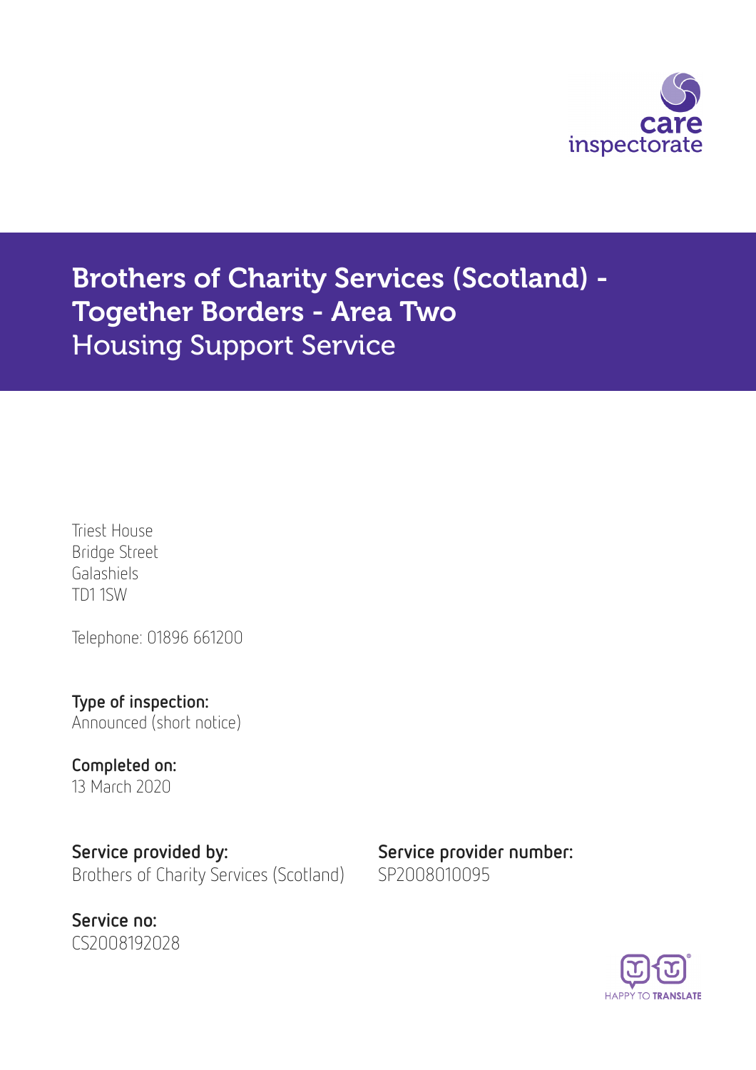# Brothers of Charity Services (Scotland) - Together Borders - Area Two
## Housing Support Service

Triest House
Bridge Street
Galashiels
TD1 1SW

Telephone: 01896 661200

**Type of inspection:**
Announced (short notice)

**Completed on:**
13 March 2020

**Service provided by:**
Brothers of Charity Services (Scotland)

**Service provider number:**
SP2008010095

**Service no:**
CS2008192028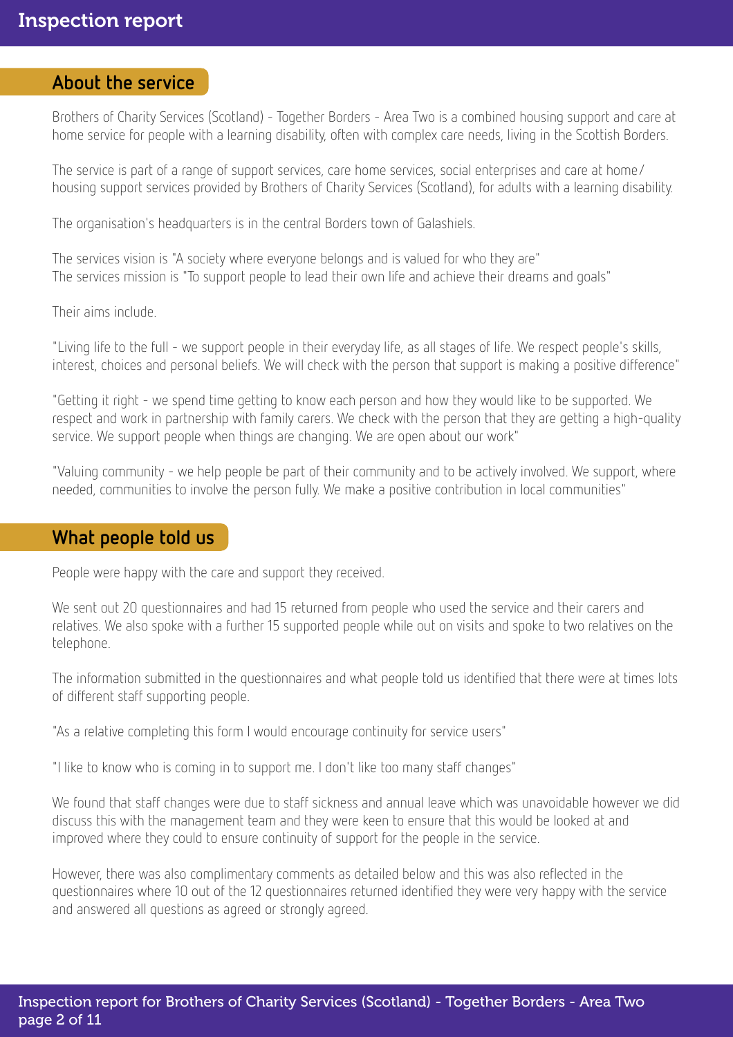## About the service

Brothers of Charity Services (Scotland) - Together Borders - Area Two is a combined housing support and care at home service for people with a learning disability, often with complex care needs, living in the Scottish Borders.

The service is part of a range of support services, care home services, social enterprises and care at home/housing support services provided by Brothers of Charity Services (Scotland), for adults with a learning disability.

The organisation's headquarters is in the central Borders town of Galashiels.

The services vision is "A society where everyone belongs and is valued for who they are"
The services mission is "To support people to lead their own life and achieve their dreams and goals"

Their aims include.

"Living life to the full - we support people in their everyday life, as all stages of life. We respect people's skills, interest, choices and personal beliefs. We will check with the person that support is making a positive difference"

"Getting it right - we spend time getting to know each person and how they would like to be supported. We respect and work in partnership with family carers. We check with the person that they are getting a high-quality service. We support people when things are changing. We are open about our work"

"Valuing community - we help people be part of their community and to be actively involved. We support, where needed, communities to involve the person fully. We make a positive contribution in local communities"

## What people told us

People were happy with the care and support they received.

We sent out 20 questionnaires and had 15 returned from people who used the service and their carers and relatives. We also spoke with a further 15 supported people while out on visits and spoke to two relatives on the telephone.

The information submitted in the questionnaires and what people told us identified that there were at times lots of different staff supporting people.

"As a relative completing this form I would encourage continuity for service users"

"I like to know who is coming in to support me. I don't like too many staff changes"

We found that staff changes were due to staff sickness and annual leave which was unavoidable however we did discuss this with the management team and they were keen to ensure that this would be looked at and improved where they could to ensure continuity of support for the people in the service.

However, there was also complimentary comments as detailed below and this was also reflected in the questionnaires where 10 out of the 12 questionnaires returned identified they were very happy with the service and answered all questions as agreed or strongly agreed.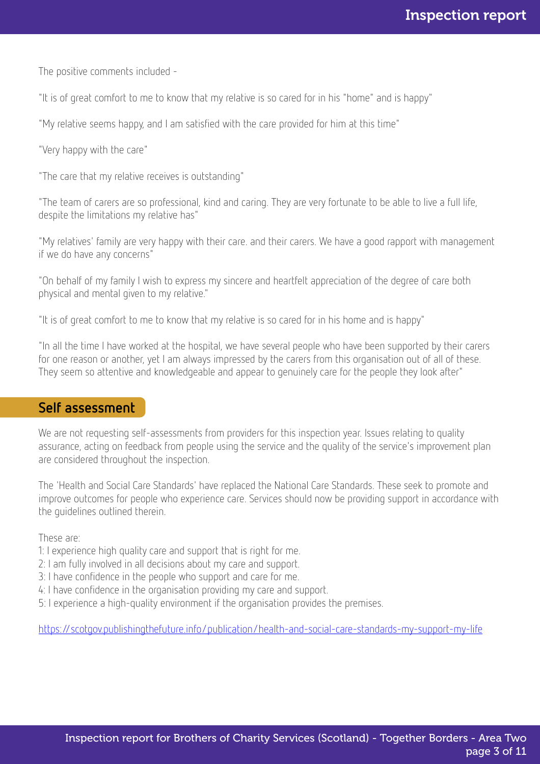The positive comments included -

"It is of great comfort to me to know that my relative is so cared for in his "home" and is happy"

"My relative seems happy, and I am satisfied with the care provided for him at this time"

"Very happy with the care"

"The care that my relative receives is outstanding"

"The team of carers are so professional, kind and caring. They are very fortunate to be able to live a full life, despite the limitations my relative has"

"My relatives' family are very happy with their care. and their carers. We have a good rapport with management if we do have any concerns"

"On behalf of my family I wish to express my sincere and heartfelt appreciation of the degree of care both physical and mental given to my relative."

"It is of great comfort to me to know that my relative is so cared for in his home and is happy"

"In all the time I have worked at the hospital, we have several people who have been supported by their carers for one reason or another, yet I am always impressed by the carers from this organisation out of all of these. They seem so attentive and knowledgeable and appear to genuinely care for the people they look after"

## Self assessment

We are not requesting self-assessments from providers for this inspection year. Issues relating to quality assurance, acting on feedback from people using the service and the quality of the service's improvement plan are considered throughout the inspection.

The 'Health and Social Care Standards' have replaced the National Care Standards. These seek to promote and improve outcomes for people who experience care. Services should now be providing support in accordance with the guidelines outlined therein.

These are:
1: I experience high quality care and support that is right for me.
2: I am fully involved in all decisions about my care and support.
3: I have confidence in the people who support and care for me.
4: I have confidence in the organisation providing my care and support.
5: I experience a high-quality environment if the organisation provides the premises.

https://scotgov.publishingthefuture.info/publication/health-and-social-care-standards-my-support-my-life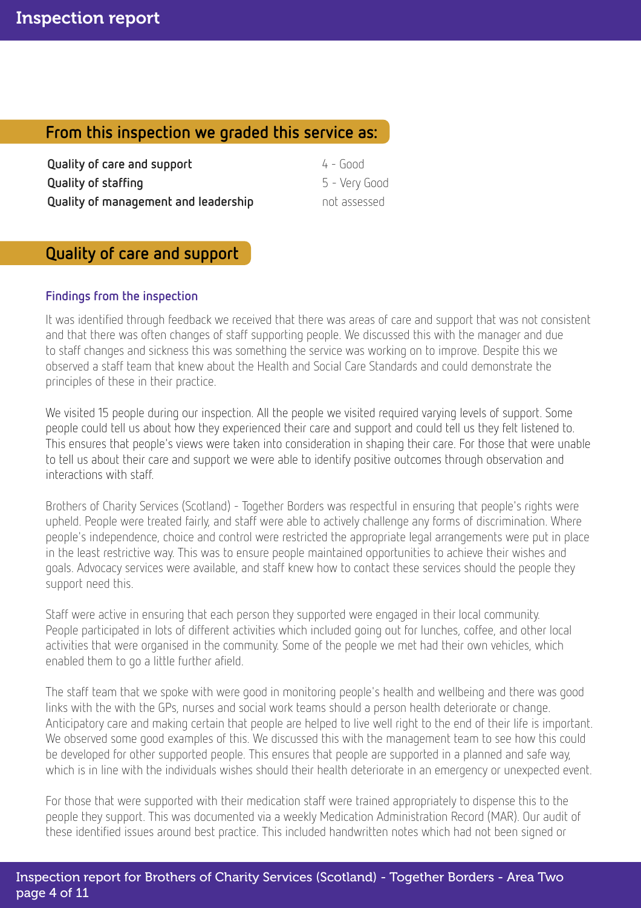## From this inspection we graded this service as:

| | |
|---|---|
| **Quality of care and support** | 4 - Good |
| **Quality of staffing** | 5 - Very Good |
| **Quality of management and leadership** | not assessed |

## Quality of care and support

### Findings from the inspection

It was identified through feedback we received that there was areas of care and support that was not consistent and that there was often changes of staff supporting people. We discussed this with the manager and due to staff changes and sickness this was something the service was working on to improve. Despite this we observed a staff team that knew about the Health and Social Care Standards and could demonstrate the principles of these in their practice.

We visited 15 people during our inspection. All the people we visited required varying levels of support. Some people could tell us about how they experienced their care and support and could tell us they felt listened to. This ensures that people's views were taken into consideration in shaping their care. For those that were unable to tell us about their care and support we were able to identify positive outcomes through observation and interactions with staff.

Brothers of Charity Services (Scotland) - Together Borders was respectful in ensuring that people's rights were upheld. People were treated fairly, and staff were able to actively challenge any forms of discrimination. Where people's independence, choice and control were restricted the appropriate legal arrangements were put in place in the least restrictive way. This was to ensure people maintained opportunities to achieve their wishes and goals. Advocacy services were available, and staff knew how to contact these services should the people they support need this.

Staff were active in ensuring that each person they supported were engaged in their local community. People participated in lots of different activities which included going out for lunches, coffee, and other local activities that were organised in the community. Some of the people we met had their own vehicles, which enabled them to go a little further afield.

The staff team that we spoke with were good in monitoring people's health and wellbeing and there was good links with the with the GPs, nurses and social work teams should a person health deteriorate or change. Anticipatory care and making certain that people are helped to live well right to the end of their life is important. We observed some good examples of this. We discussed this with the management team to see how this could be developed for other supported people. This ensures that people are supported in a planned and safe way, which is in line with the individuals wishes should their health deteriorate in an emergency or unexpected event.

For those that were supported with their medication staff were trained appropriately to dispense this to the people they support. This was documented via a weekly Medication Administration Record (MAR). Our audit of these identified issues around best practice. This included handwritten notes which had not been signed or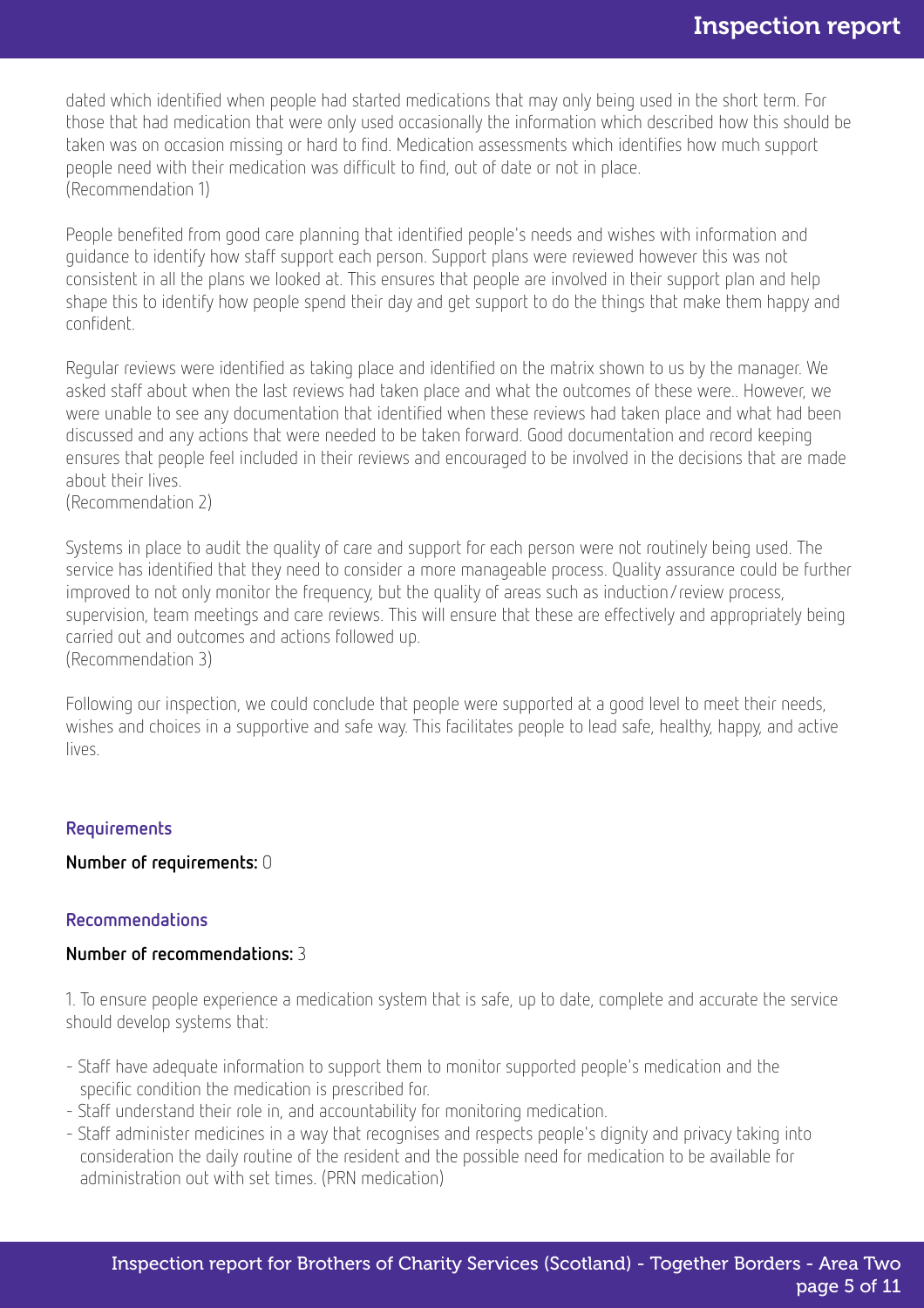dated which identified when people had started medications that may only being used in the short term. For those that had medication that were only used occasionally the information which described how this should be taken was on occasion missing or hard to find. Medication assessments which identifies how much support people need with their medication was difficult to find, out of date or not in place.
(Recommendation 1)

People benefited from good care planning that identified people's needs and wishes with information and guidance to identify how staff support each person. Support plans were reviewed however this was not consistent in all the plans we looked at. This ensures that people are involved in their support plan and help shape this to identify how people spend their day and get support to do the things that make them happy and confident.

Regular reviews were identified as taking place and identified on the matrix shown to us by the manager. We asked staff about when the last reviews had taken place and what the outcomes of these were.. However, we were unable to see any documentation that identified when these reviews had taken place and what had been discussed and any actions that were needed to be taken forward. Good documentation and record keeping ensures that people feel included in their reviews and encouraged to be involved in the decisions that are made about their lives.
(Recommendation 2)

Systems in place to audit the quality of care and support for each person were not routinely being used. The service has identified that they need to consider a more manageable process. Quality assurance could be further improved to not only monitor the frequency, but the quality of areas such as induction/review process, supervision, team meetings and care reviews. This will ensure that these are effectively and appropriately being carried out and outcomes and actions followed up.
(Recommendation 3)

Following our inspection, we could conclude that people were supported at a good level to meet their needs, wishes and choices in a supportive and safe way. This facilitates people to lead safe, healthy, happy, and active lives.

### Requirements

**Number of requirements:** 0

### Recommendations

**Number of recommendations:** 3

1. To ensure people experience a medication system that is safe, up to date, complete and accurate the service should develop systems that:

- Staff have adequate information to support them to monitor supported people's medication and the specific condition the medication is prescribed for.
- Staff understand their role in, and accountability for monitoring medication.
- Staff administer medicines in a way that recognises and respects people's dignity and privacy taking into consideration the daily routine of the resident and the possible need for medication to be available for administration out with set times. (PRN medication)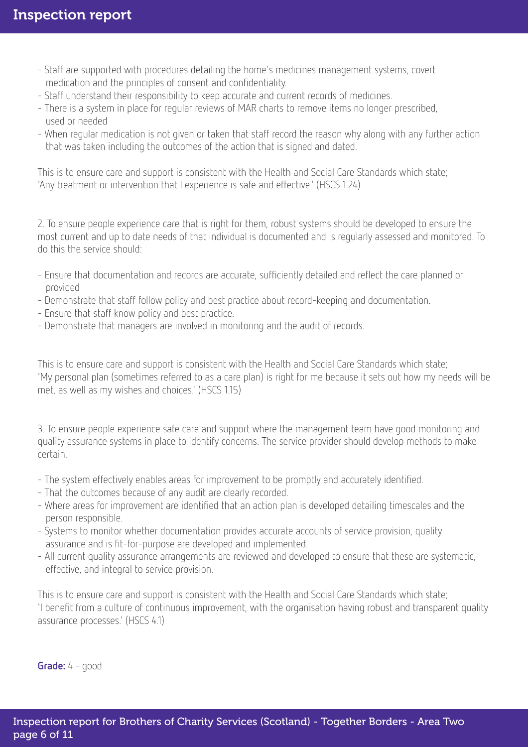- Staff are supported with procedures detailing the home's medicines management systems, covert medication and the principles of consent and confidentiality.
- Staff understand their responsibility to keep accurate and current records of medicines.
- There is a system in place for regular reviews of MAR charts to remove items no longer prescribed, used or needed
- When regular medication is not given or taken that staff record the reason why along with any further action that was taken including the outcomes of the action that is signed and dated.

This is to ensure care and support is consistent with the Health and Social Care Standards which state; 'Any treatment or intervention that I experience is safe and effective.' (HSCS 1.24)

2. To ensure people experience care that is right for them, robust systems should be developed to ensure the most current and up to date needs of that individual is documented and is regularly assessed and monitored. To do this the service should:

- Ensure that documentation and records are accurate, sufficiently detailed and reflect the care planned or provided
- Demonstrate that staff follow policy and best practice about record-keeping and documentation.
- Ensure that staff know policy and best practice.
- Demonstrate that managers are involved in monitoring and the audit of records.

This is to ensure care and support is consistent with the Health and Social Care Standards which state; 'My personal plan (sometimes referred to as a care plan) is right for me because it sets out how my needs will be met, as well as my wishes and choices.' (HSCS 1.15)

3. To ensure people experience safe care and support where the management team have good monitoring and quality assurance systems in place to identify concerns. The service provider should develop methods to make certain.

- The system effectively enables areas for improvement to be promptly and accurately identified.
- That the outcomes because of any audit are clearly recorded.
- Where areas for improvement are identified that an action plan is developed detailing timescales and the person responsible.
- Systems to monitor whether documentation provides accurate accounts of service provision, quality assurance and is fit-for-purpose are developed and implemented.
- All current quality assurance arrangements are reviewed and developed to ensure that these are systematic, effective, and integral to service provision.

This is to ensure care and support is consistent with the Health and Social Care Standards which state; 'I benefit from a culture of continuous improvement, with the organisation having robust and transparent quality assurance processes.' (HSCS 4.1)

**Grade:** 4 - good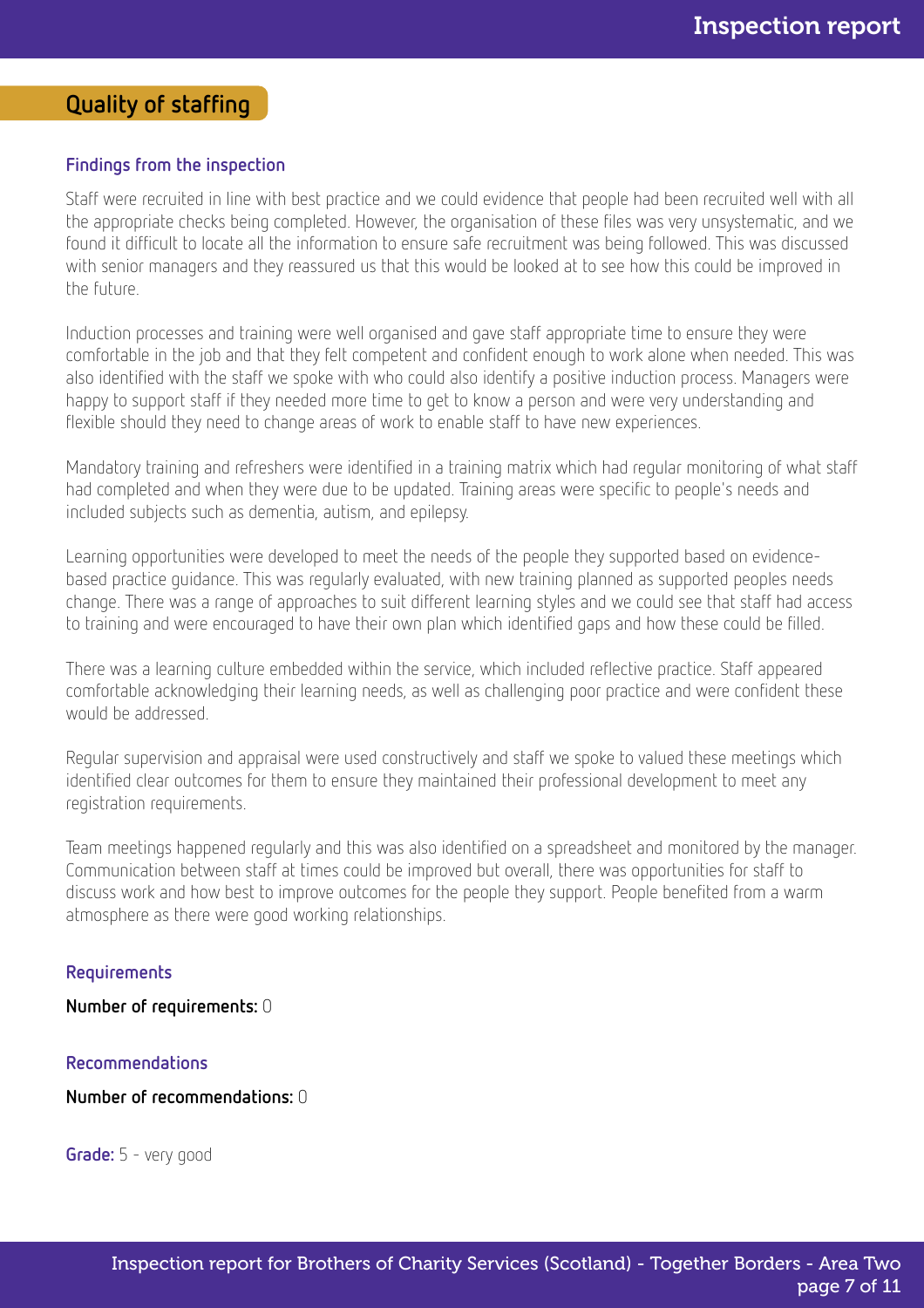## Quality of staffing

### Findings from the inspection

Staff were recruited in line with best practice and we could evidence that people had been recruited well with all the appropriate checks being completed. However, the organisation of these files was very unsystematic, and we found it difficult to locate all the information to ensure safe recruitment was being followed. This was discussed with senior managers and they reassured us that this would be looked at to see how this could be improved in the future.

Induction processes and training were well organised and gave staff appropriate time to ensure they were comfortable in the job and that they felt competent and confident enough to work alone when needed. This was also identified with the staff we spoke with who could also identify a positive induction process. Managers were happy to support staff if they needed more time to get to know a person and were very understanding and flexible should they need to change areas of work to enable staff to have new experiences.

Mandatory training and refreshers were identified in a training matrix which had regular monitoring of what staff had completed and when they were due to be updated. Training areas were specific to people's needs and included subjects such as dementia, autism, and epilepsy.

Learning opportunities were developed to meet the needs of the people they supported based on evidence-based practice guidance. This was regularly evaluated, with new training planned as supported peoples needs change. There was a range of approaches to suit different learning styles and we could see that staff had access to training and were encouraged to have their own plan which identified gaps and how these could be filled.

There was a learning culture embedded within the service, which included reflective practice. Staff appeared comfortable acknowledging their learning needs, as well as challenging poor practice and were confident these would be addressed.

Regular supervision and appraisal were used constructively and staff we spoke to valued these meetings which identified clear outcomes for them to ensure they maintained their professional development to meet any registration requirements.

Team meetings happened regularly and this was also identified on a spreadsheet and monitored by the manager. Communication between staff at times could be improved but overall, there was opportunities for staff to discuss work and how best to improve outcomes for the people they support. People benefited from a warm atmosphere as there were good working relationships.

### Requirements

**Number of requirements:** 0

### Recommendations

**Number of recommendations:** 0

**Grade:** 5 - very good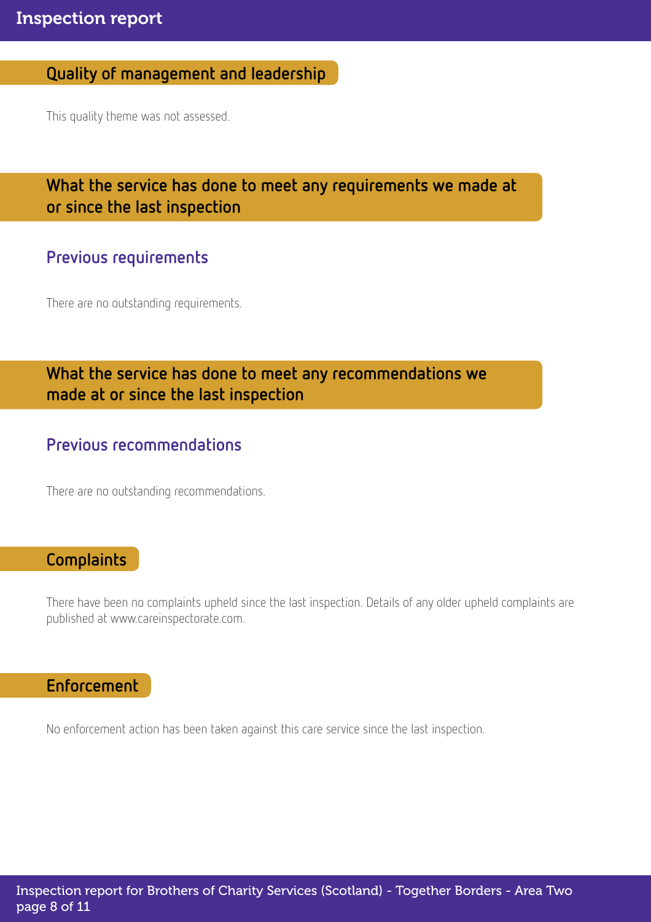## Quality of management and leadership

This quality theme was not assessed.

## What the service has done to meet any requirements we made at or since the last inspection

### Previous requirements

There are no outstanding requirements.

## What the service has done to meet any recommendations we made at or since the last inspection

### Previous recommendations

There are no outstanding recommendations.

## Complaints

There have been no complaints upheld since the last inspection. Details of any older upheld complaints are published at www.careinspectorate.com.

## Enforcement

No enforcement action has been taken against this care service since the last inspection.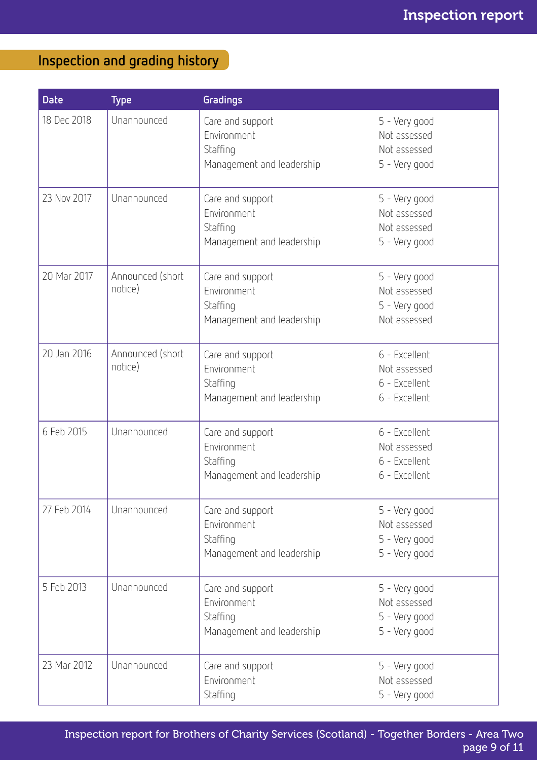## Inspection and grading history

| Date | Type | Gradings | |
|---|---|---|---|
| 18 Dec 2018 | Unannounced | Care and support<br>Environment<br>Staffing<br>Management and leadership | 5 - Very good<br>Not assessed<br>Not assessed<br>5 - Very good |
| 23 Nov 2017 | Unannounced | Care and support<br>Environment<br>Staffing<br>Management and leadership | 5 - Very good<br>Not assessed<br>Not assessed<br>5 - Very good |
| 20 Mar 2017 | Announced (short notice) | Care and support<br>Environment<br>Staffing<br>Management and leadership | 5 - Very good<br>Not assessed<br>5 - Very good<br>Not assessed |
| 20 Jan 2016 | Announced (short notice) | Care and support<br>Environment<br>Staffing<br>Management and leadership | 6 - Excellent<br>Not assessed<br>6 - Excellent<br>6 - Excellent |
| 6 Feb 2015 | Unannounced | Care and support<br>Environment<br>Staffing<br>Management and leadership | 6 - Excellent<br>Not assessed<br>6 - Excellent<br>6 - Excellent |
| 27 Feb 2014 | Unannounced | Care and support<br>Environment<br>Staffing<br>Management and leadership | 5 - Very good<br>Not assessed<br>5 - Very good<br>5 - Very good |
| 5 Feb 2013 | Unannounced | Care and support<br>Environment<br>Staffing<br>Management and leadership | 5 - Very good<br>Not assessed<br>5 - Very good<br>5 - Very good |
| 23 Mar 2012 | Unannounced | Care and support<br>Environment<br>Staffing | 5 - Very good<br>Not assessed<br>5 - Very good |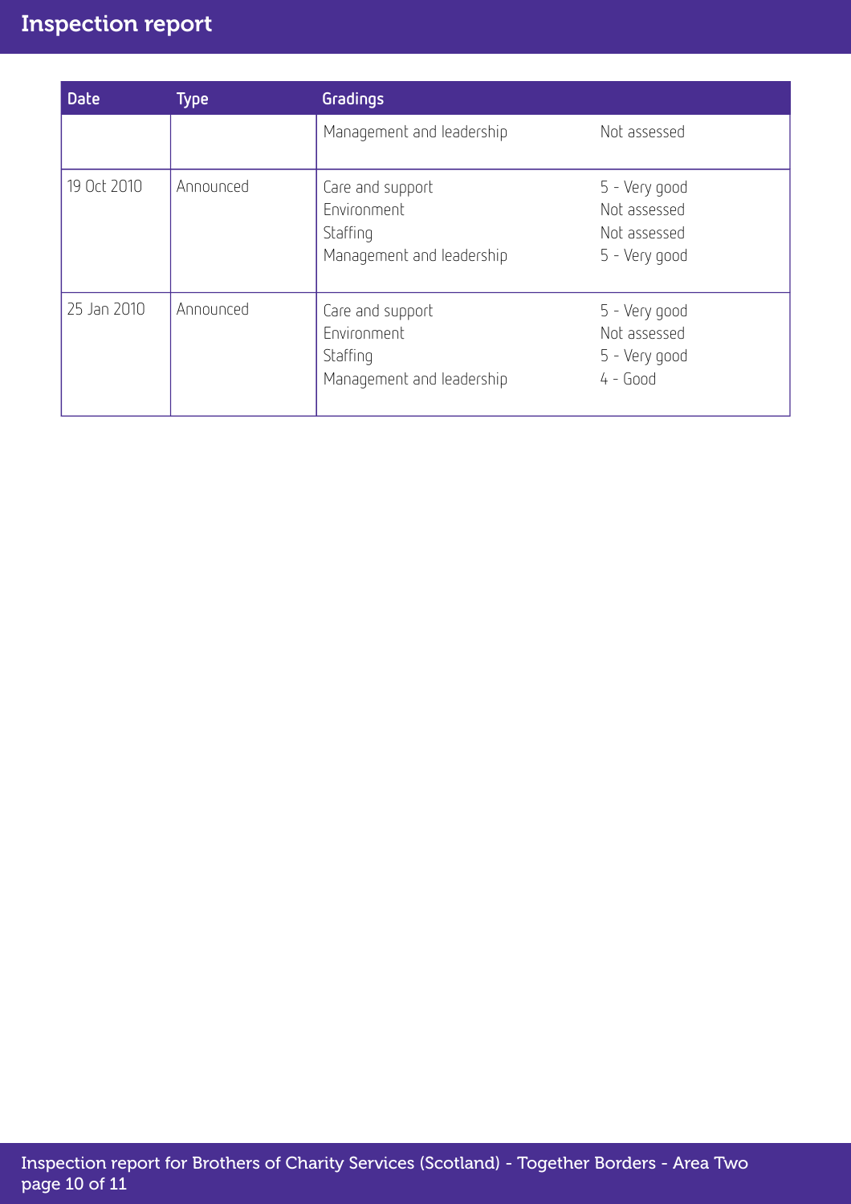| Date | Type | Gradings | |
| --- | --- | --- | --- |
| | | Management and leadership | Not assessed |
| 19 Oct 2010 | Announced | Care and support<br>Environment<br>Staffing<br>Management and leadership | 5 - Very good<br>Not assessed<br>Not assessed<br>5 - Very good |
| 25 Jan 2010 | Announced | Care and support<br>Environment<br>Staffing<br>Management and leadership | 5 - Very good<br>Not assessed<br>5 - Very good<br>4 - Good |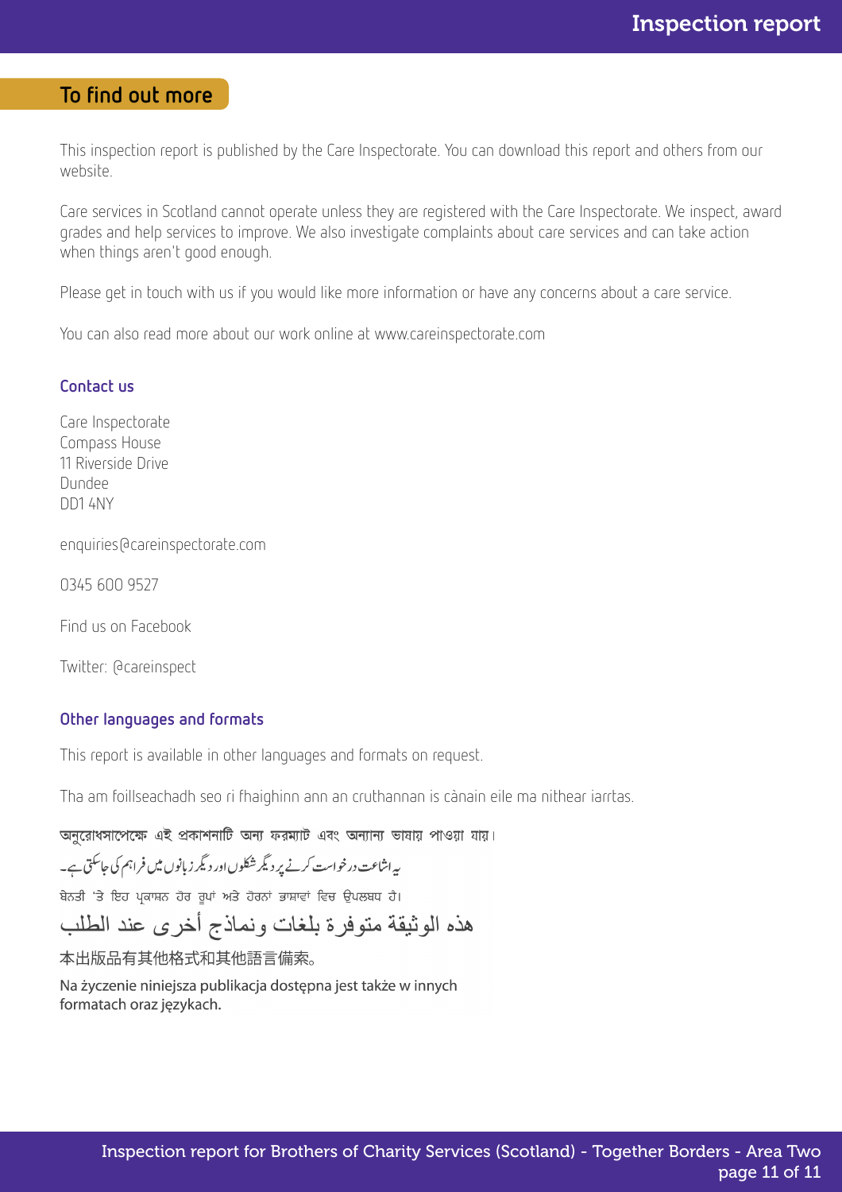## To find out more

This inspection report is published by the Care Inspectorate. You can download this report and others from our website.

Care services in Scotland cannot operate unless they are registered with the Care Inspectorate. We inspect, award grades and help services to improve. We also investigate complaints about care services and can take action when things aren't good enough.

Please get in touch with us if you would like more information or have any concerns about a care service.

You can also read more about our work online at www.careinspectorate.com

### Contact us

Care Inspectorate
Compass House
11 Riverside Drive
Dundee
DD1 4NY

enquiries@careinspectorate.com

0345 600 9527

Find us on Facebook

Twitter: @careinspect

### Other languages and formats

This report is available in other languages and formats on request.

Tha am foillseachadh seo ri fhaighinn ann an cruthannan is cànain eile ma nithear iarrtas.

অনুরোধসাপেক্ষে এই প্রকাশনাটি অন্য ফরম্যাট এবং অন্যান্য ভাষায় পাওয়া যায়।

یہ اشاعت درخواست کرنے پر دیگر شکلوں اور دیگر زبانوں میں فراہم کی جاسکتی ہے۔

ਬੇਨਤੀ 'ਤੇ ਇਹ ਪ੍ਰਕਾਸ਼ਨ ਹੋਰ ਰੂਪਾਂ ਅਤੇ ਹੋਰਨਾਂ ਭਾਸ਼ਾਵਾਂ ਵਿਚ ਉਪਲਬਧ ਹੈ।

هذه الوثيقة متوفرة بلغات ونماذج أخرى عند الطلب

本出版品有其他格式和其他語言備索。

Na życzenie niniejsza publikacja dostępna jest także w innych formatach oraz językach.